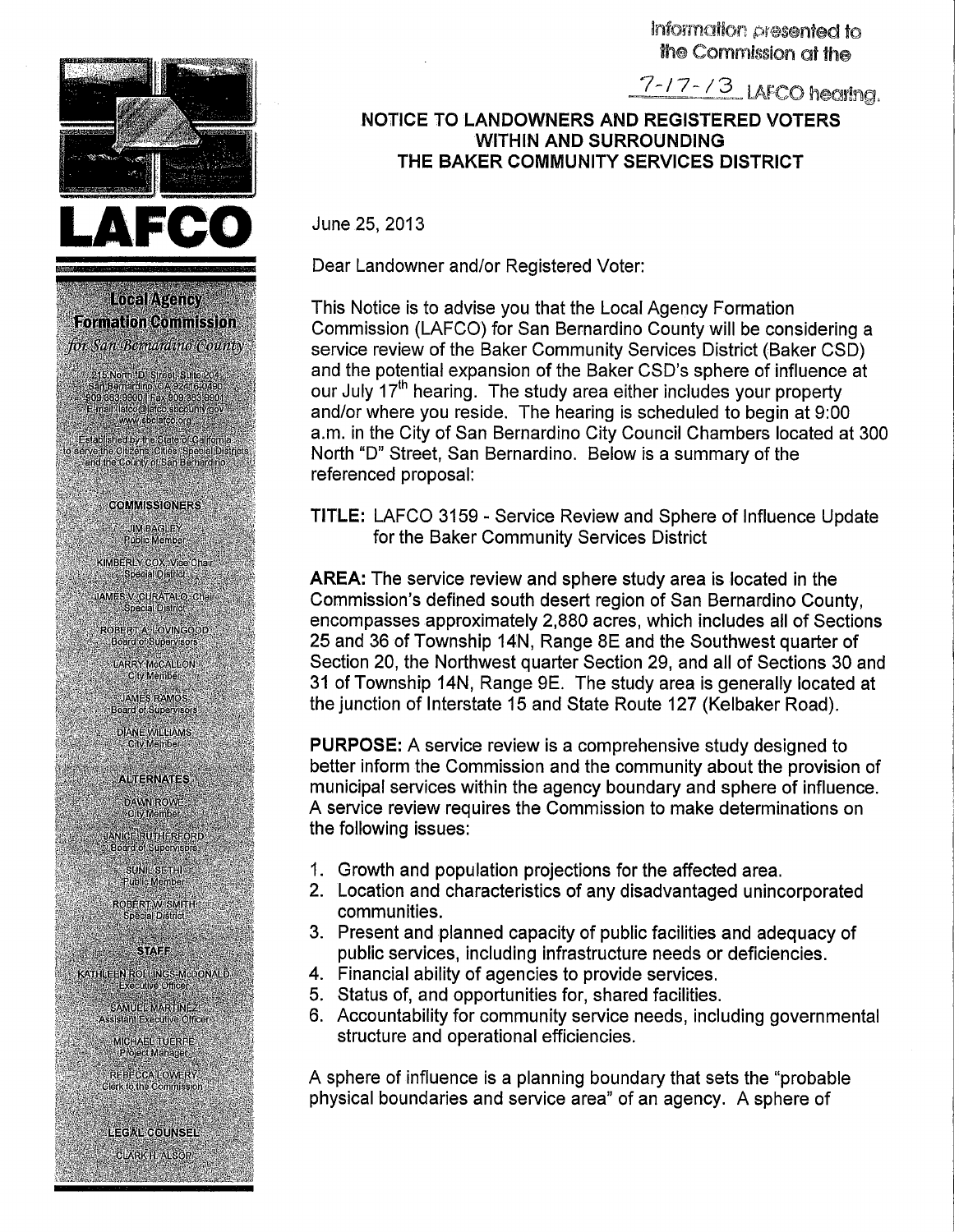Information presented to the Commission at the 7-17-13 LAFCO hearing.

**LAFCO**

**Local Agency Formation Commission**
*for San Bernardino County*

215 North "D" Street, Suite 204
San Bernardino, CA 92415-0490
909.383.9900 | Fax 909.383.9901
E-mail: lafco@lafco.sbcounty.gov
www.sbclafco.org

Established by the State of California to serve the Citizens, Cities, Special Districts and the County of San Bernardino

**COMMISSIONERS**

JIM BAGLEY
Public Member

KIMBERLY COX, Vice Chair
Special District

JAMES V. CURATALO, Chair
Special District

ROBERT A. LOVINGOOD
Board of Supervisors

LARRY McCALLON
City Member

JAMES RAMOS
Board of Supervisors

DIANE WILLIAMS
City Member

**ALTERNATES**

DAWN ROWE
City Member

JANICE RUTHERFORD
Board of Supervisors

SUNIL SETHI
Public Member

ROBERT W. SMITH
Special District

**STAFF**

KATHLEEN ROLLINGS-McDONALD
Executive Officer

SAMUEL MARTINEZ
Assistant Executive Officer

MICHAEL TUERPE
Project Manager

REBECCA LOWERY
Clerk to the Commission

**LEGAL COUNSEL**

CLARK H. ALSOP

## NOTICE TO LANDOWNERS AND REGISTERED VOTERS WITHIN AND SURROUNDING THE BAKER COMMUNITY SERVICES DISTRICT

June 25, 2013

Dear Landowner and/or Registered Voter:

This Notice is to advise you that the Local Agency Formation Commission (LAFCO) for San Bernardino County will be considering a service review of the Baker Community Services District (Baker CSD) and the potential expansion of the Baker CSD's sphere of influence at our July 17th hearing. The study area either includes your property and/or where you reside. The hearing is scheduled to begin at 9:00 a.m. in the City of San Bernardino City Council Chambers located at 300 North "D" Street, San Bernardino. Below is a summary of the referenced proposal:

**TITLE:** LAFCO 3159 - Service Review and Sphere of Influence Update for the Baker Community Services District

**AREA:** The service review and sphere study area is located in the Commission's defined south desert region of San Bernardino County, encompasses approximately 2,880 acres, which includes all of Sections 25 and 36 of Township 14N, Range 8E and the Southwest quarter of Section 20, the Northwest quarter Section 29, and all of Sections 30 and 31 of Township 14N, Range 9E. The study area is generally located at the junction of Interstate 15 and State Route 127 (Kelbaker Road).

**PURPOSE:** A service review is a comprehensive study designed to better inform the Commission and the community about the provision of municipal services within the agency boundary and sphere of influence. A service review requires the Commission to make determinations on the following issues:

1. Growth and population projections for the affected area.
2. Location and characteristics of any disadvantaged unincorporated communities.
3. Present and planned capacity of public facilities and adequacy of public services, including infrastructure needs or deficiencies.
4. Financial ability of agencies to provide services.
5. Status of, and opportunities for, shared facilities.
6. Accountability for community service needs, including governmental structure and operational efficiencies.

A sphere of influence is a planning boundary that sets the "probable physical boundaries and service area" of an agency. A sphere of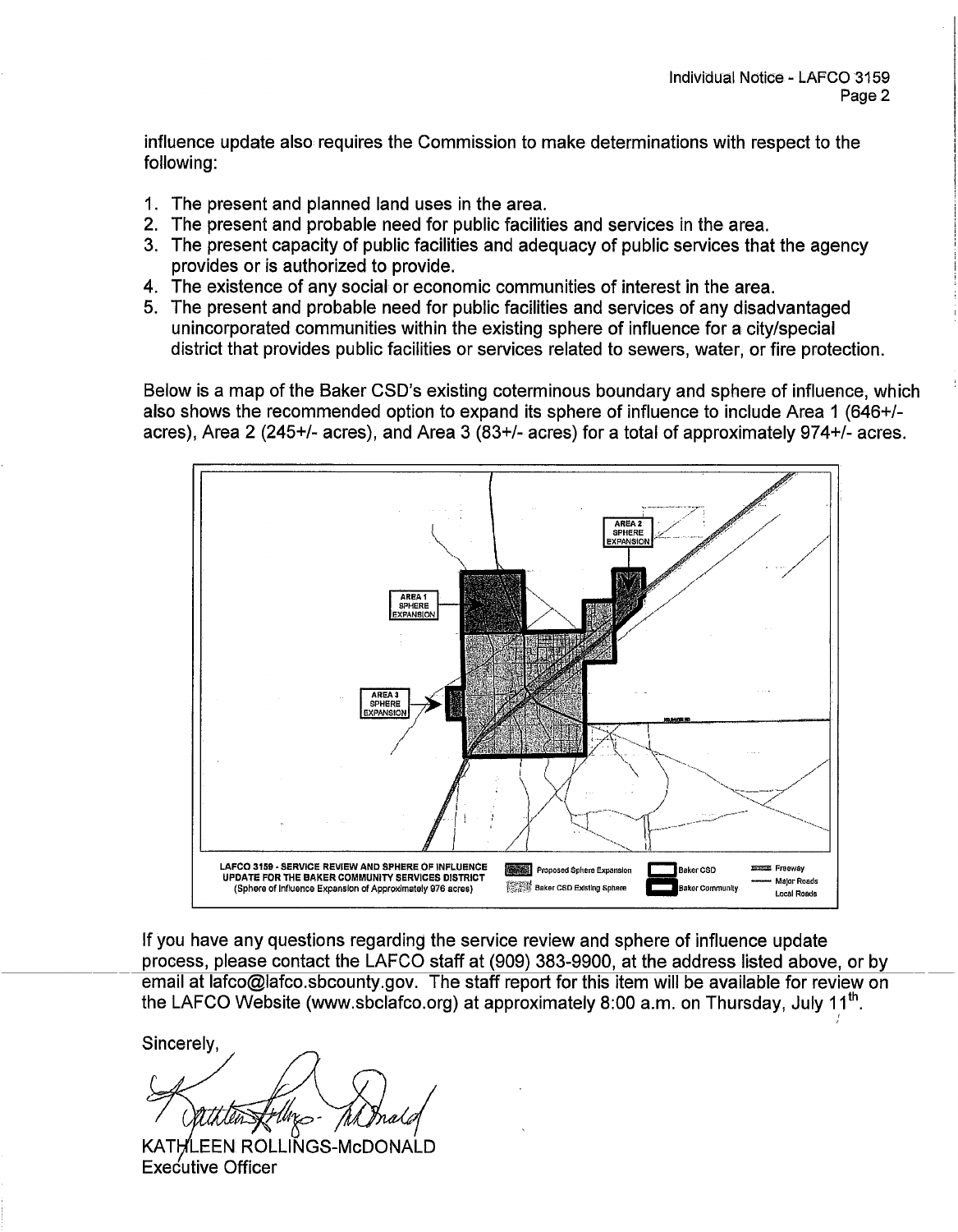influence update also requires the Commission to make determinations with respect to the following:

1. The present and planned land uses in the area.
2. The present and probable need for public facilities and services in the area.
3. The present capacity of public facilities and adequacy of public services that the agency provides or is authorized to provide.
4. The existence of any social or economic communities of interest in the area.
5. The present and probable need for public facilities and services of any disadvantaged unincorporated communities within the existing sphere of influence for a city/special district that provides public facilities or services related to sewers, water, or fire protection.

Below is a map of the Baker CSD's existing coterminous boundary and sphere of influence, which also shows the recommended option to expand its sphere of influence to include Area 1 (646+/- acres), Area 2 (245+/- acres), and Area 3 (83+/- acres) for a total of approximately 974+/- acres.

AREA 1 SPHERE EXPANSION

AREA 2 SPHERE EXPANSION

AREA 3 SPHERE EXPANSION

LAFCO 3159 - SERVICE REVIEW AND SPHERE OF INFLUENCE UPDATE FOR THE BAKER COMMUNITY SERVICES DISTRICT
(Sphere of Influence Expansion of Approximately 976 acres)

Proposed Sphere Expansion
Baker CSD Existing Sphere
Baker CSD
Baker Community
Freeway
Major Roads
Local Roads

If you have any questions regarding the service review and sphere of influence update process, please contact the LAFCO staff at (909) 383-9900, at the address listed above, or by email at lafco@lafco.sbcounty.gov. The staff report for this item will be available for review on the LAFCO Website (www.sbclafco.org) at approximately 8:00 a.m. on Thursday, July 11th.

Sincerely,

KATHLEEN ROLLINGS-McDONALD
Executive Officer